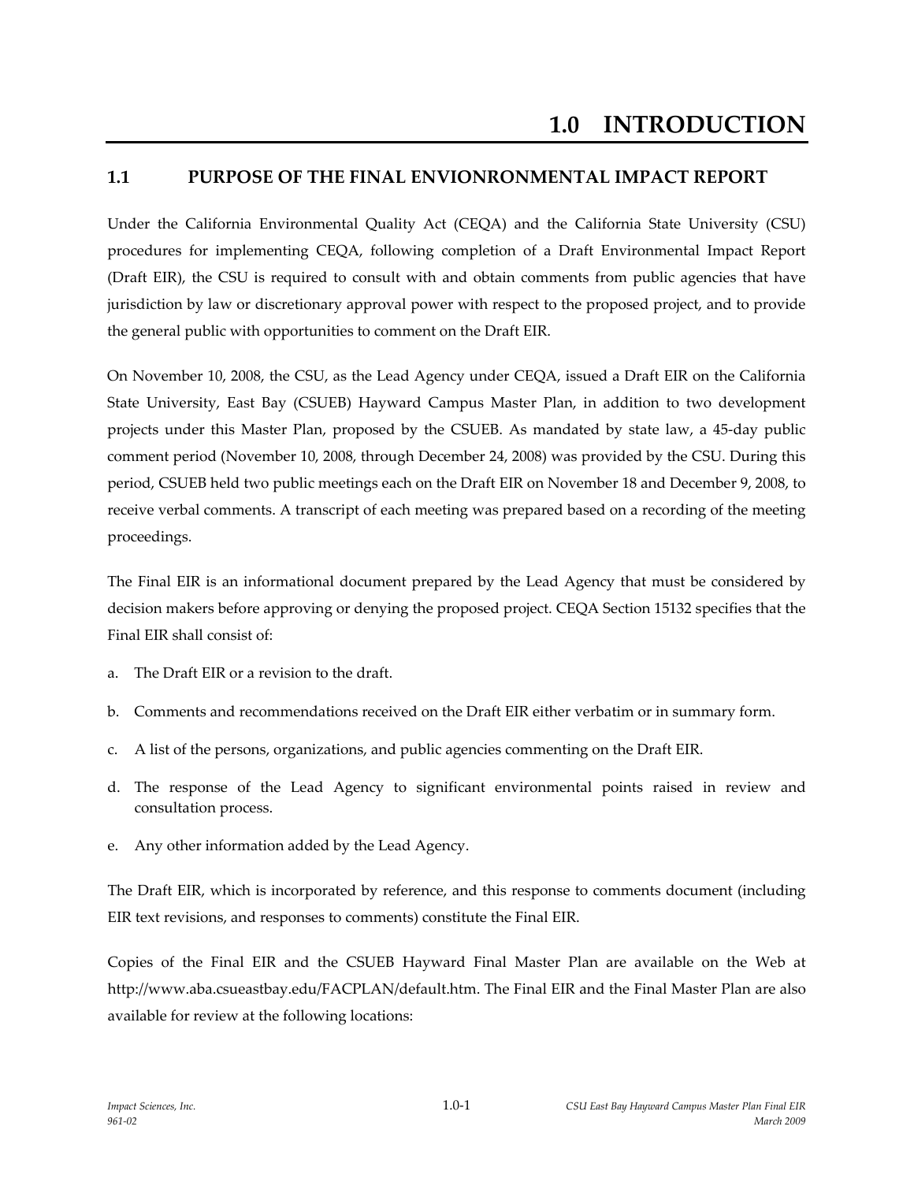# 1.0 INTRODUCTION

## 1.1 PURPOSE OF THE FINAL ENVIONRONMENTAL IMPACT REPORT

Under the California Environmental Quality Act (CEQA) and the California State University (CSU) procedures for implementing CEQA, following completion of a Draft Environmental Impact Report (Draft EIR), the CSU is required to consult with and obtain comments from public agencies that have jurisdiction by law or discretionary approval power with respect to the proposed project, and to provide the general public with opportunities to comment on the Draft EIR.

On November 10, 2008, the CSU, as the Lead Agency under CEQA, issued a Draft EIR on the California State University, East Bay (CSUEB) Hayward Campus Master Plan, in addition to two development projects under this Master Plan, proposed by the CSUEB. As mandated by state law, a 45-day public comment period (November 10, 2008, through December 24, 2008) was provided by the CSU. During this period, CSUEB held two public meetings each on the Draft EIR on November 18 and December 9, 2008, to receive verbal comments. A transcript of each meeting was prepared based on a recording of the meeting proceedings.

The Final EIR is an informational document prepared by the Lead Agency that must be considered by decision makers before approving or denying the proposed project. CEQA Section 15132 specifies that the Final EIR shall consist of:

a. The Draft EIR or a revision to the draft.

b. Comments and recommendations received on the Draft EIR either verbatim or in summary form.

c. A list of the persons, organizations, and public agencies commenting on the Draft EIR.

d. The response of the Lead Agency to significant environmental points raised in review and consultation process.

e. Any other information added by the Lead Agency.

The Draft EIR, which is incorporated by reference, and this response to comments document (including EIR text revisions, and responses to comments) constitute the Final EIR.

Copies of the Final EIR and the CSUEB Hayward Final Master Plan are available on the Web at http://www.aba.csueastbay.edu/FACPLAN/default.htm. The Final EIR and the Final Master Plan are also available for review at the following locations: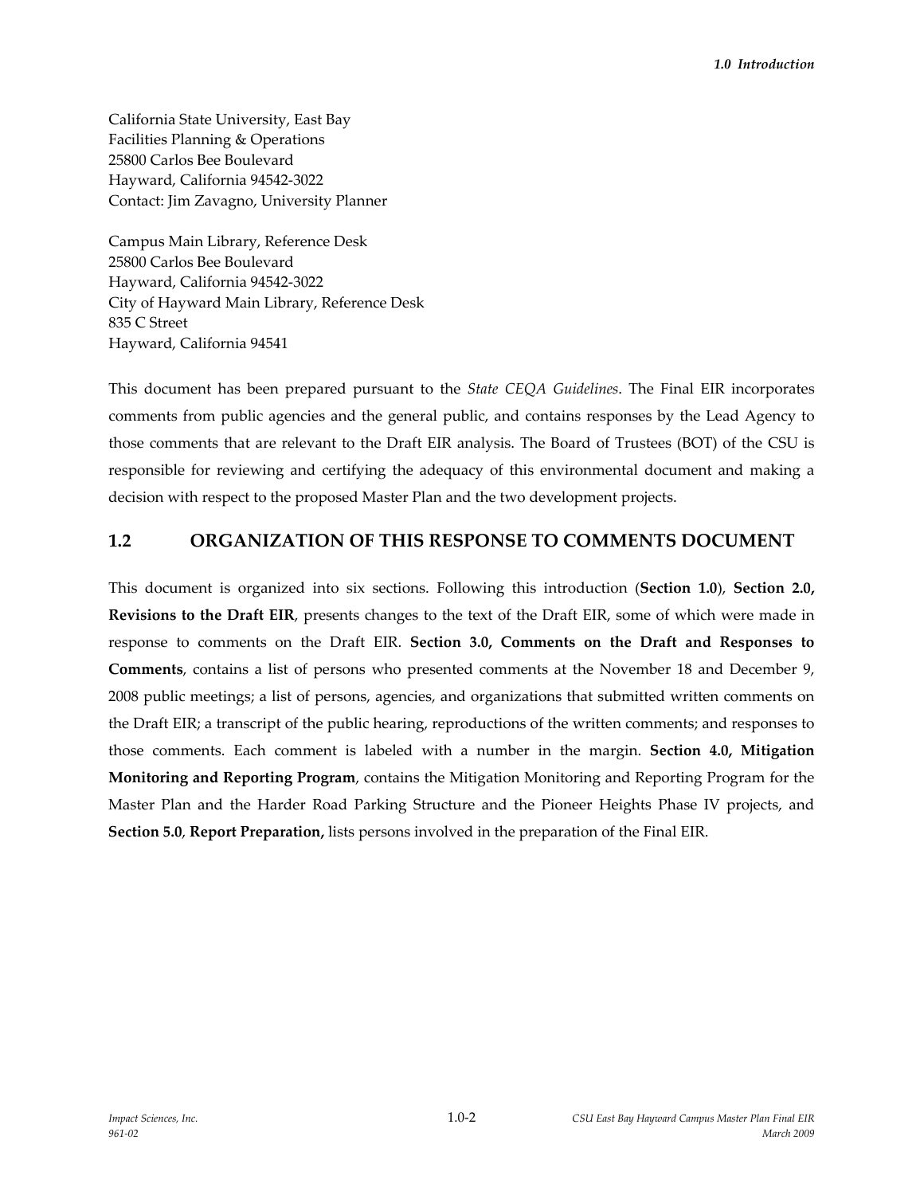California State University, East Bay
Facilities Planning & Operations
25800 Carlos Bee Boulevard
Hayward, California 94542-3022
Contact: Jim Zavagno, University Planner

Campus Main Library, Reference Desk
25800 Carlos Bee Boulevard
Hayward, California 94542-3022
City of Hayward Main Library, Reference Desk
835 C Street
Hayward, California 94541

This document has been prepared pursuant to the *State CEQA Guidelines*. The Final EIR incorporates comments from public agencies and the general public, and contains responses by the Lead Agency to those comments that are relevant to the Draft EIR analysis. The Board of Trustees (BOT) of the CSU is responsible for reviewing and certifying the adequacy of this environmental document and making a decision with respect to the proposed Master Plan and the two development projects.

## 1.2 ORGANIZATION OF THIS RESPONSE TO COMMENTS DOCUMENT

This document is organized into six sections. Following this introduction (**Section 1.0**), **Section 2.0, Revisions to the Draft EIR**, presents changes to the text of the Draft EIR, some of which were made in response to comments on the Draft EIR. **Section 3.0, Comments on the Draft and Responses to Comments**, contains a list of persons who presented comments at the November 18 and December 9, 2008 public meetings; a list of persons, agencies, and organizations that submitted written comments on the Draft EIR; a transcript of the public hearing, reproductions of the written comments; and responses to those comments. Each comment is labeled with a number in the margin. **Section 4.0, Mitigation Monitoring and Reporting Program**, contains the Mitigation Monitoring and Reporting Program for the Master Plan and the Harder Road Parking Structure and the Pioneer Heights Phase IV projects, and **Section 5.0**, **Report Preparation,** lists persons involved in the preparation of the Final EIR.